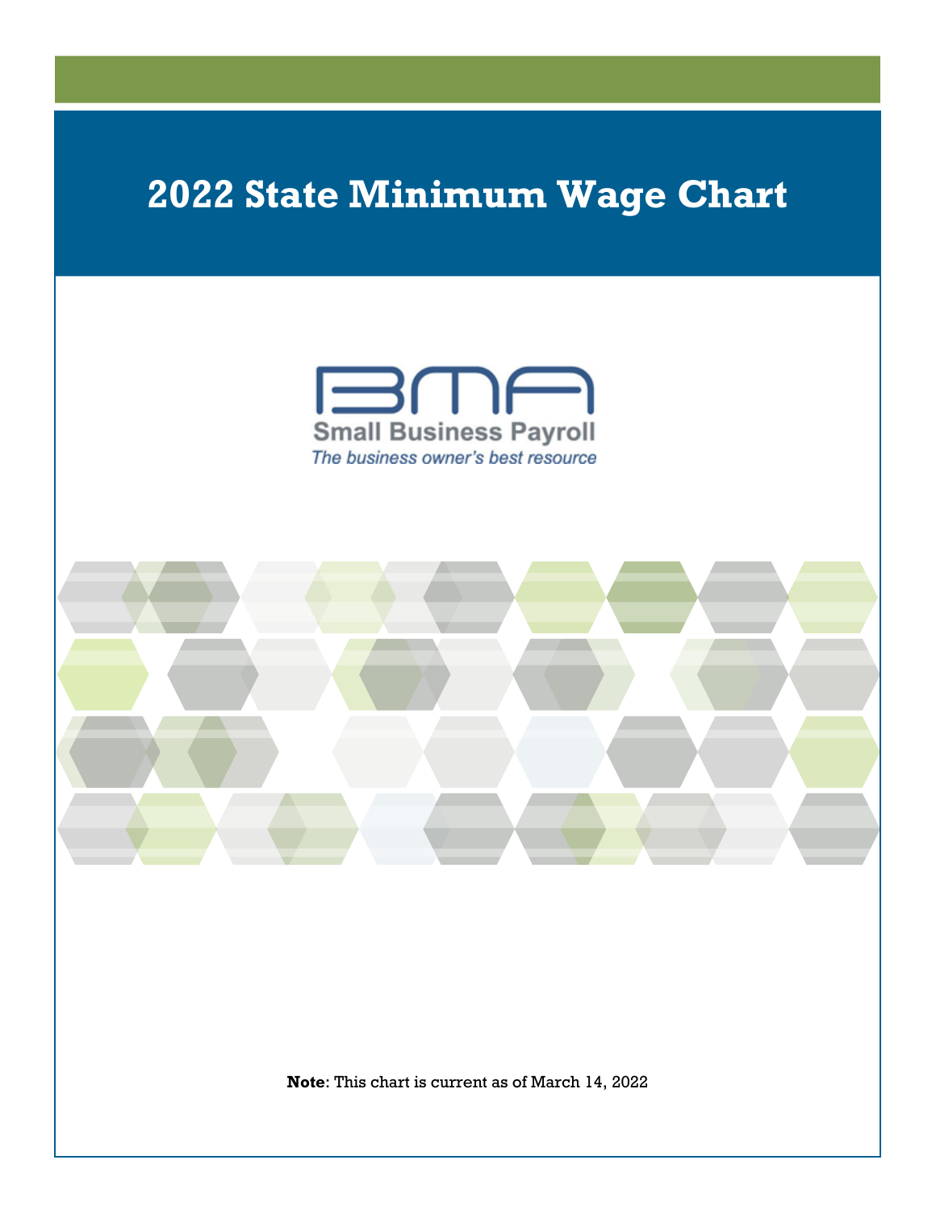# 2022 State Minimum Wage Chart

BMA

Small Business Payroll

*The business owner's best resource*

**Note**: This chart is current as of March 14, 2022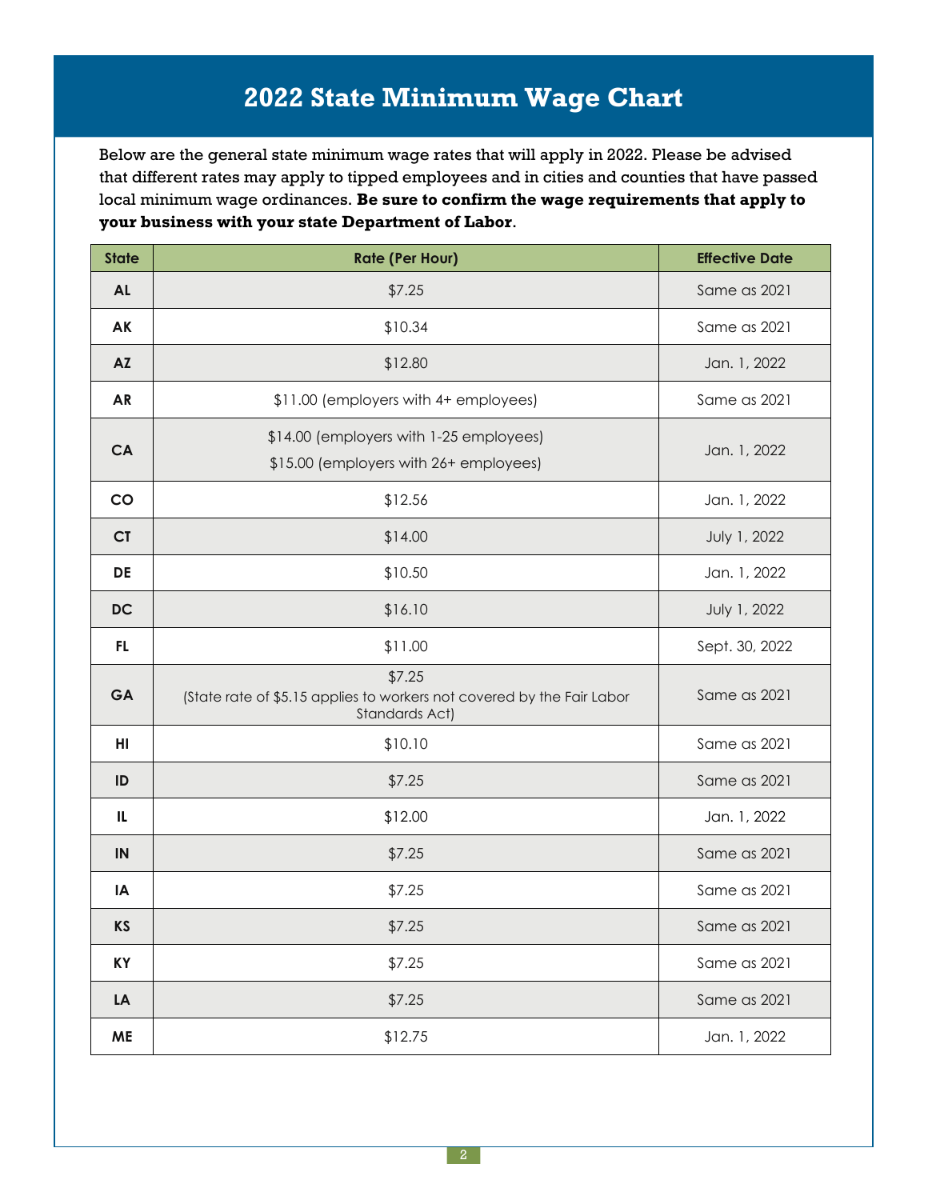# 2022 State Minimum Wage Chart

Below are the general state minimum wage rates that will apply in 2022. Please be advised that different rates may apply to tipped employees and in cities and counties that have passed local minimum wage ordinances. **Be sure to confirm the wage requirements that apply to your business with your state Department of Labor**.

| State | Rate (Per Hour) | Effective Date |
|---|---|---|
| AL | $7.25 | Same as 2021 |
| AK | $10.34 | Same as 2021 |
| AZ | $12.80 | Jan. 1, 2022 |
| AR | $11.00 (employers with 4+ employees) | Same as 2021 |
| CA | $14.00 (employers with 1-25 employees)<br>$15.00 (employers with 26+ employees) | Jan. 1, 2022 |
| CO | $12.56 | Jan. 1, 2022 |
| CT | $14.00 | July 1, 2022 |
| DE | $10.50 | Jan. 1, 2022 |
| DC | $16.10 | July 1, 2022 |
| FL | $11.00 | Sept. 30, 2022 |
| GA | $7.25<br>(State rate of $5.15 applies to workers not covered by the Fair Labor Standards Act) | Same as 2021 |
| HI | $10.10 | Same as 2021 |
| ID | $7.25 | Same as 2021 |
| IL | $12.00 | Jan. 1, 2022 |
| IN | $7.25 | Same as 2021 |
| IA | $7.25 | Same as 2021 |
| KS | $7.25 | Same as 2021 |
| KY | $7.25 | Same as 2021 |
| LA | $7.25 | Same as 2021 |
| ME | $12.75 | Jan. 1, 2022 |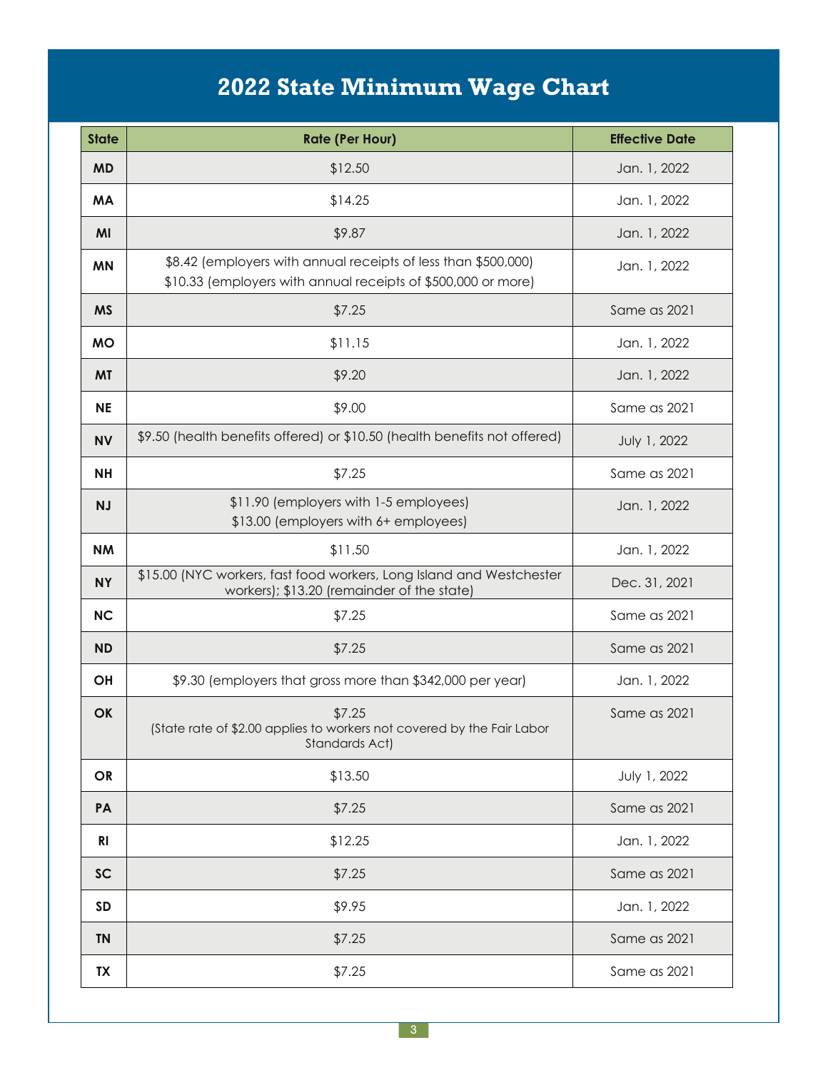# 2022 State Minimum Wage Chart

| State | Rate (Per Hour) | Effective Date |
|---|---|---|
| MD | $12.50 | Jan. 1, 2022 |
| MA | $14.25 | Jan. 1, 2022 |
| MI | $9.87 | Jan. 1, 2022 |
| MN | $8.42 (employers with annual receipts of less than $500,000)<br>$10.33 (employers with annual receipts of $500,000 or more) | Jan. 1, 2022 |
| MS | $7.25 | Same as 2021 |
| MO | $11.15 | Jan. 1, 2022 |
| MT | $9.20 | Jan. 1, 2022 |
| NE | $9.00 | Same as 2021 |
| NV | $9.50 (health benefits offered) or $10.50 (health benefits not offered) | July 1, 2022 |
| NH | $7.25 | Same as 2021 |
| NJ | $11.90 (employers with 1-5 employees)<br>$13.00 (employers with 6+ employees) | Jan. 1, 2022 |
| NM | $11.50 | Jan. 1, 2022 |
| NY | $15.00 (NYC workers, fast food workers, Long Island and Westchester workers); $13.20 (remainder of the state) | Dec. 31, 2021 |
| NC | $7.25 | Same as 2021 |
| ND | $7.25 | Same as 2021 |
| OH | $9.30 (employers that gross more than $342,000 per year) | Jan. 1, 2022 |
| OK | $7.25<br>(State rate of $2.00 applies to workers not covered by the Fair Labor Standards Act) | Same as 2021 |
| OR | $13.50 | July 1, 2022 |
| PA | $7.25 | Same as 2021 |
| RI | $12.25 | Jan. 1, 2022 |
| SC | $7.25 | Same as 2021 |
| SD | $9.95 | Jan. 1, 2022 |
| TN | $7.25 | Same as 2021 |
| TX | $7.25 | Same as 2021 |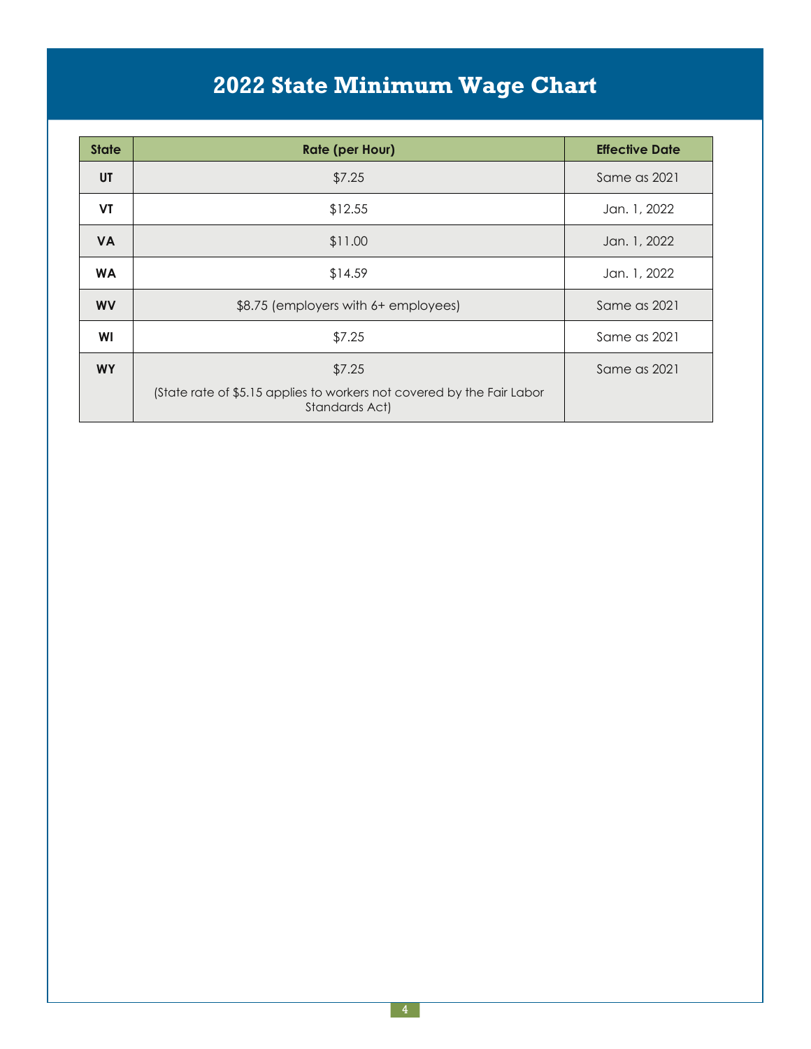# 2022 State Minimum Wage Chart

| State | Rate (per Hour) | Effective Date |
|---|---|---|
| UT | $7.25 | Same as 2021 |
| VT | $12.55 | Jan. 1, 2022 |
| VA | $11.00 | Jan. 1, 2022 |
| WA | $14.59 | Jan. 1, 2022 |
| WV | $8.75 (employers with 6+ employees) | Same as 2021 |
| WI | $7.25 | Same as 2021 |
| WY | $7.25 (State rate of $5.15 applies to workers not covered by the Fair Labor Standards Act) | Same as 2021 |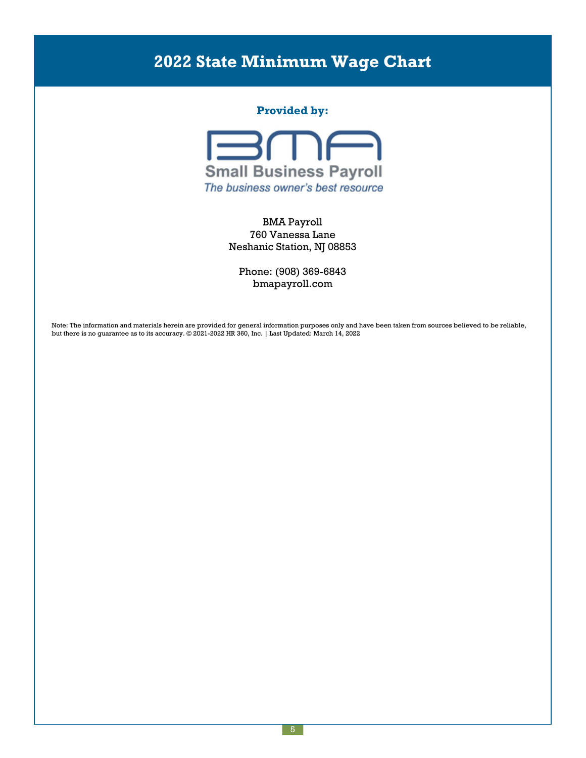# 2022 State Minimum Wage Chart

**Provided by:**

Small Business Payroll

*The business owner's best resource*

BMA Payroll
760 Vanessa Lane
Neshanic Station, NJ 08853

Phone: (908) 369-6843
bmapayroll.com

Note: The information and materials herein are provided for general information purposes only and have been taken from sources believed to be reliable, but there is no guarantee as to its accuracy. © 2021-2022 HR 360, Inc. | Last Updated: March 14, 2022